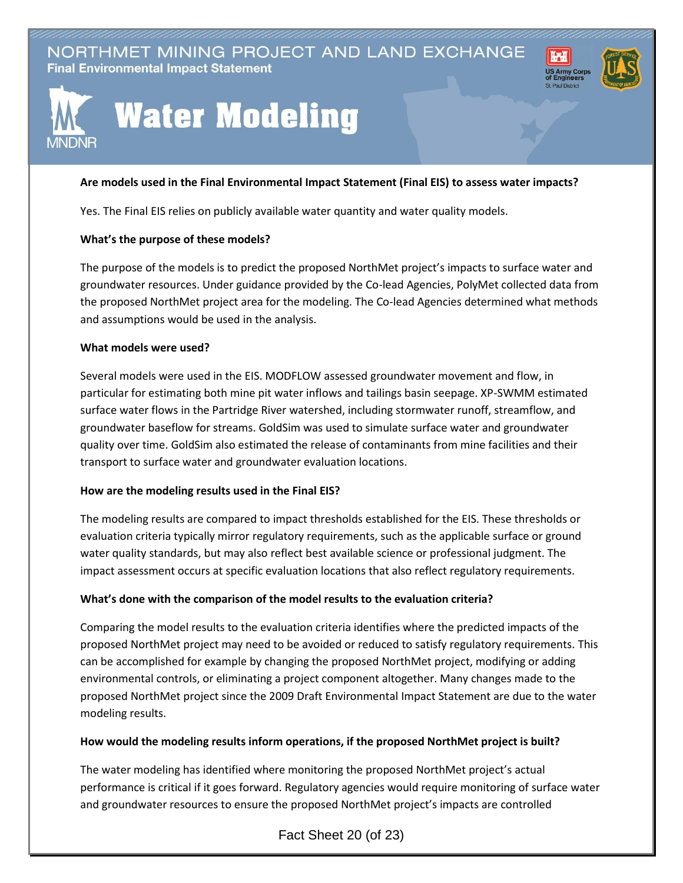# NORTHMET MINING PROJECT AND LAND EXCHANGE

**Final Environmental Impact Statement**

# Water Modeling

**Are models used in the Final Environmental Impact Statement (Final EIS) to assess water impacts?**

Yes. The Final EIS relies on publicly available water quantity and water quality models.

**What's the purpose of these models?**

The purpose of the models is to predict the proposed NorthMet project's impacts to surface water and groundwater resources. Under guidance provided by the Co-lead Agencies, PolyMet collected data from the proposed NorthMet project area for the modeling. The Co-lead Agencies determined what methods and assumptions would be used in the analysis.

**What models were used?**

Several models were used in the EIS. MODFLOW assessed groundwater movement and flow, in particular for estimating both mine pit water inflows and tailings basin seepage. XP-SWMM estimated surface water flows in the Partridge River watershed, including stormwater runoff, streamflow, and groundwater baseflow for streams. GoldSim was used to simulate surface water and groundwater quality over time. GoldSim also estimated the release of contaminants from mine facilities and their transport to surface water and groundwater evaluation locations.

**How are the modeling results used in the Final EIS?**

The modeling results are compared to impact thresholds established for the EIS. These thresholds or evaluation criteria typically mirror regulatory requirements, such as the applicable surface or ground water quality standards, but may also reflect best available science or professional judgment. The impact assessment occurs at specific evaluation locations that also reflect regulatory requirements.

**What's done with the comparison of the model results to the evaluation criteria?**

Comparing the model results to the evaluation criteria identifies where the predicted impacts of the proposed NorthMet project may need to be avoided or reduced to satisfy regulatory requirements. This can be accomplished for example by changing the proposed NorthMet project, modifying or adding environmental controls, or eliminating a project component altogether. Many changes made to the proposed NorthMet project since the 2009 Draft Environmental Impact Statement are due to the water modeling results.

**How would the modeling results inform operations, if the proposed NorthMet project is built?**

The water modeling has identified where monitoring the proposed NorthMet project's actual performance is critical if it goes forward. Regulatory agencies would require monitoring of surface water and groundwater resources to ensure the proposed NorthMet project's impacts are controlled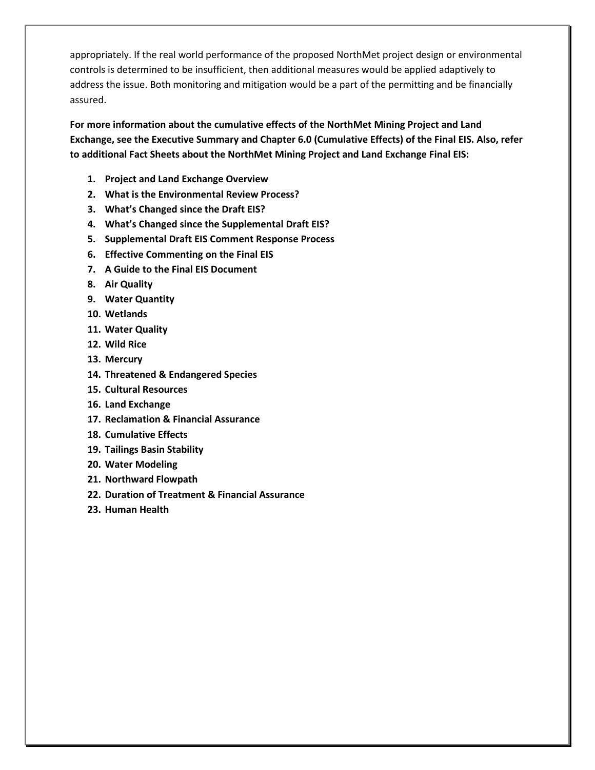appropriately. If the real world performance of the proposed NorthMet project design or environmental controls is determined to be insufficient, then additional measures would be applied adaptively to address the issue. Both monitoring and mitigation would be a part of the permitting and be financially assured.

**For more information about the cumulative effects of the NorthMet Mining Project and Land Exchange, see the Executive Summary and Chapter 6.0 (Cumulative Effects) of the Final EIS. Also, refer to additional Fact Sheets about the NorthMet Mining Project and Land Exchange Final EIS:**

1. **Project and Land Exchange Overview**
2. **What is the Environmental Review Process?**
3. **What's Changed since the Draft EIS?**
4. **What's Changed since the Supplemental Draft EIS?**
5. **Supplemental Draft EIS Comment Response Process**
6. **Effective Commenting on the Final EIS**
7. **A Guide to the Final EIS Document**
8. **Air Quality**
9. **Water Quantity**
10. **Wetlands**
11. **Water Quality**
12. **Wild Rice**
13. **Mercury**
14. **Threatened & Endangered Species**
15. **Cultural Resources**
16. **Land Exchange**
17. **Reclamation & Financial Assurance**
18. **Cumulative Effects**
19. **Tailings Basin Stability**
20. **Water Modeling**
21. **Northward Flowpath**
22. **Duration of Treatment & Financial Assurance**
23. **Human Health**